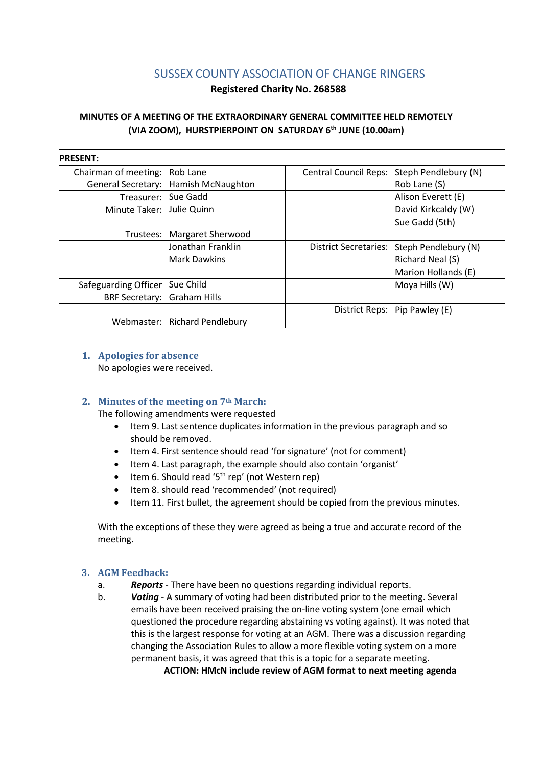# SUSSEX COUNTY ASSOCIATION OF CHANGE RINGERS

**Registered Charity No. 268588**

**MINUTES OF A MEETING OF THE EXTRAORDINARY GENERAL COMMITTEE HELD REMOTELY (VIA ZOOM), HURSTPIERPOINT ON SATURDAY 6th JUNE (10.00am)**

| **PRESENT:** | | | |
|---|---|---|---|
| Chairman of meeting: | Rob Lane | Central Council Reps: | Steph Pendlebury (N) |
| General Secretary: | Hamish McNaughton | | Rob Lane (S) |
| Treasurer: | Sue Gadd | | Alison Everett (E) |
| Minute Taker: | Julie Quinn | | David Kirkcaldy (W) |
| | | | Sue Gadd (5th) |
| Trustees: | Margaret Sherwood | | |
| | Jonathan Franklin | District Secretaries: | Steph Pendlebury (N) |
| | Mark Dawkins | | Richard Neal (S) |
| | | | Marion Hollands (E) |
| Safeguarding Officer | Sue Child | | Moya Hills (W) |
| BRF Secretary: | Graham Hills | | |
| | | District Reps: | Pip Pawley (E) |
| Webmaster: | Richard Pendlebury | | |

## 1. Apologies for absence

No apologies were received.

## 2. Minutes of the meeting on 7th March:

The following amendments were requested

- Item 9. Last sentence duplicates information in the previous paragraph and so should be removed.
- Item 4. First sentence should read 'for signature' (not for comment)
- Item 4. Last paragraph, the example should also contain 'organist'
- Item 6. Should read '5th rep' (not Western rep)
- Item 8. should read 'recommended' (not required)
- Item 11. First bullet, the agreement should be copied from the previous minutes.

With the exceptions of these they were agreed as being a true and accurate record of the meeting.

## 3. AGM Feedback:

a. ***Reports*** - There have been no questions regarding individual reports.

b. ***Voting*** - A summary of voting had been distributed prior to the meeting. Several emails have been received praising the on-line voting system (one email which questioned the procedure regarding abstaining vs voting against). It was noted that this is the largest response for voting at an AGM. There was a discussion regarding changing the Association Rules to allow a more flexible voting system on a more permanent basis, it was agreed that this is a topic for a separate meeting.

**ACTION: HMcN include review of AGM format to next meeting agenda**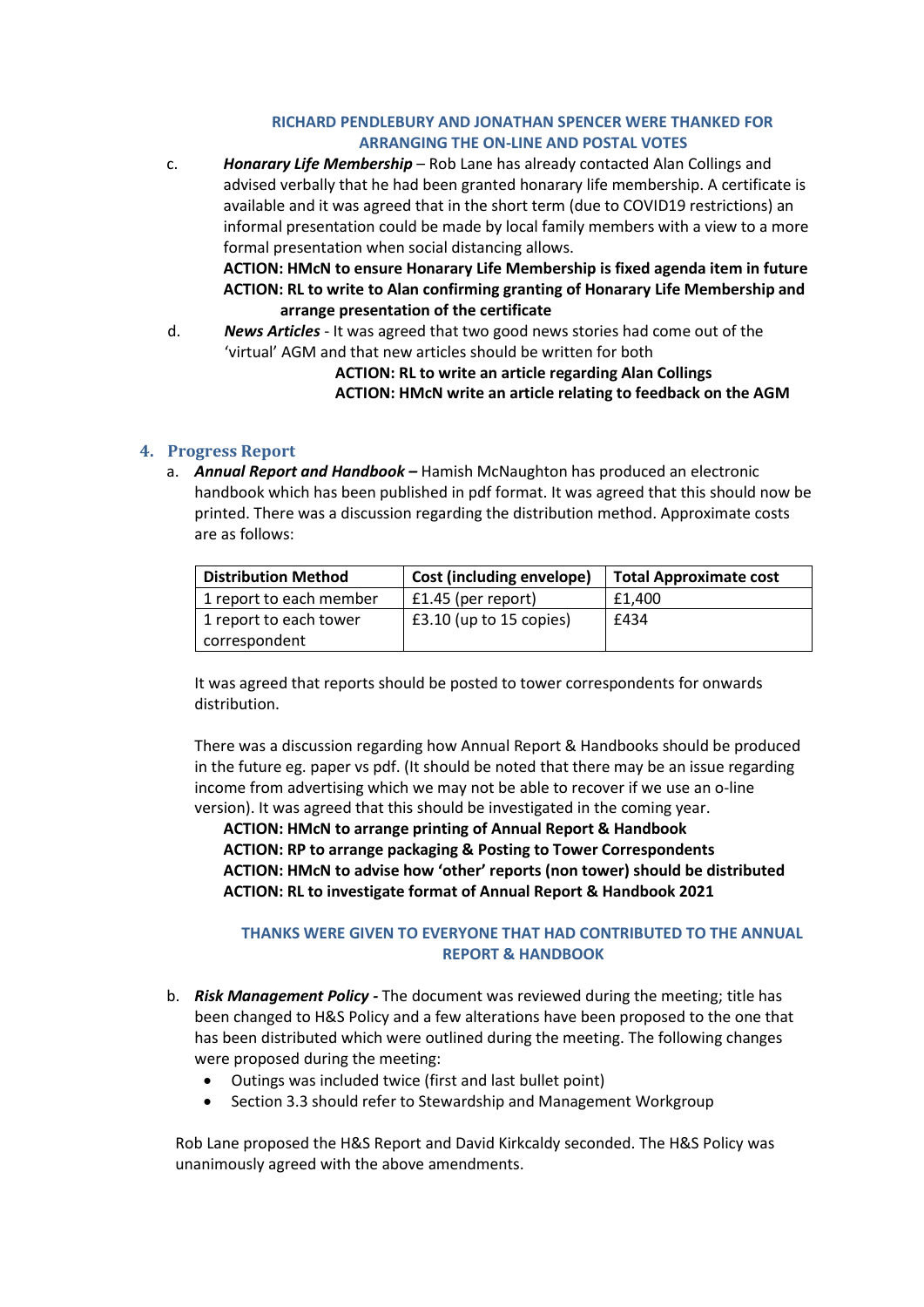**RICHARD PENDLEBURY AND JONATHAN SPENCER WERE THANKED FOR ARRANGING THE ON-LINE AND POSTAL VOTES**

c. ***Honarary Life Membership*** – Rob Lane has already contacted Alan Collings and advised verbally that he had been granted honarary life membership. A certificate is available and it was agreed that in the short term (due to COVID19 restrictions) an informal presentation could be made by local family members with a view to a more formal presentation when social distancing allows.

**ACTION: HMcN to ensure Honarary Life Membership is fixed agenda item in future**
**ACTION: RL to write to Alan confirming granting of Honarary Life Membership and arrange presentation of the certificate**

d. ***News Articles*** - It was agreed that two good news stories had come out of the 'virtual' AGM and that new articles should be written for both

**ACTION: RL to write an article regarding Alan Collings**
**ACTION: HMcN write an article relating to feedback on the AGM**

## 4. Progress Report

a. ***Annual Report and Handbook –*** Hamish McNaughton has produced an electronic handbook which has been published in pdf format. It was agreed that this should now be printed. There was a discussion regarding the distribution method. Approximate costs are as follows:

| Distribution Method | Cost (including envelope) | Total Approximate cost |
|---|---|---|
| 1 report to each member | £1.45 (per report) | £1,400 |
| 1 report to each tower correspondent | £3.10 (up to 15 copies) | £434 |

It was agreed that reports should be posted to tower correspondents for onwards distribution.

There was a discussion regarding how Annual Report & Handbooks should be produced in the future eg. paper vs pdf. (It should be noted that there may be an issue regarding income from advertising which we may not be able to recover if we use an o-line version). It was agreed that this should be investigated in the coming year.

**ACTION: HMcN to arrange printing of Annual Report & Handbook**
**ACTION: RP to arrange packaging & Posting to Tower Correspondents**
**ACTION: HMcN to advise how 'other' reports (non tower) should be distributed**
**ACTION: RL to investigate format of Annual Report & Handbook 2021**

**THANKS WERE GIVEN TO EVERYONE THAT HAD CONTRIBUTED TO THE ANNUAL REPORT & HANDBOOK**

b. ***Risk Management Policy -*** The document was reviewed during the meeting; title has been changed to H&S Policy and a few alterations have been proposed to the one that has been distributed which were outlined during the meeting. The following changes were proposed during the meeting:
   - Outings was included twice (first and last bullet point)
   - Section 3.3 should refer to Stewardship and Management Workgroup

Rob Lane proposed the H&S Report and David Kirkcaldy seconded. The H&S Policy was unanimously agreed with the above amendments.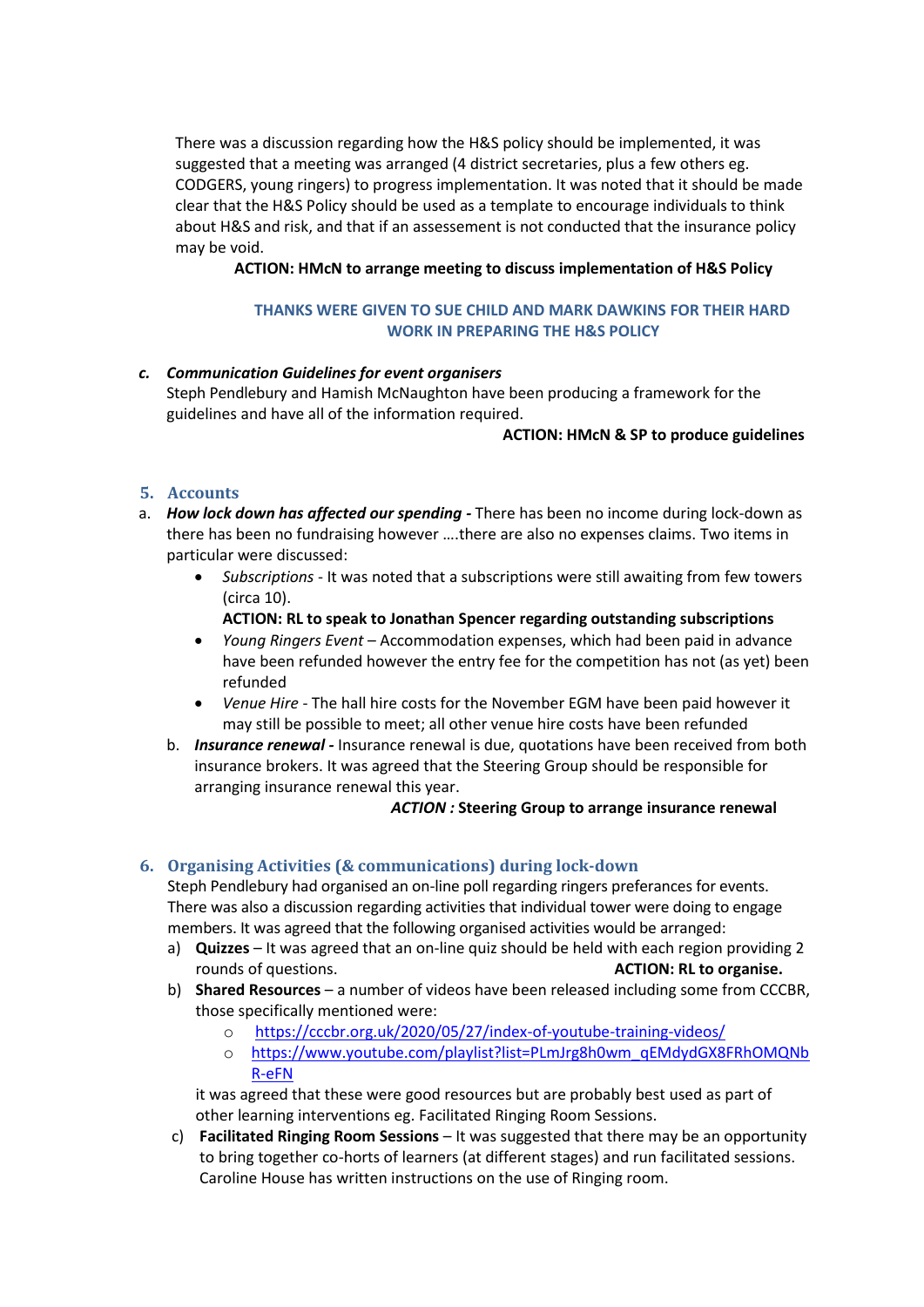There was a discussion regarding how the H&S policy should be implemented, it was suggested that a meeting was arranged (4 district secretaries, plus a few others eg. CODGERS, young ringers) to progress implementation. It was noted that it should be made clear that the H&S Policy should be used as a template to encourage individuals to think about H&S and risk, and that if an assessement is not conducted that the insurance policy may be void.

**ACTION: HMcN to arrange meeting to discuss implementation of H&S Policy**

**THANKS WERE GIVEN TO SUE CHILD AND MARK DAWKINS FOR THEIR HARD WORK IN PREPARING THE H&S POLICY**

c. ***Communication Guidelines for event organisers***
Steph Pendlebury and Hamish McNaughton have been producing a framework for the guidelines and have all of the information required.

**ACTION: HMcN & SP to produce guidelines**

## 5. Accounts

a. ***How lock down has affected our spending -*** There has been no income during lock-down as there has been no fundraising however ….there are also no expenses claims. Two items in particular were discussed:
   - *Subscriptions* - It was noted that a subscriptions were still awaiting from few towers (circa 10).
     **ACTION: RL to speak to Jonathan Spencer regarding outstanding subscriptions**
   - *Young Ringers Event* – Accommodation expenses, which had been paid in advance have been refunded however the entry fee for the competition has not (as yet) been refunded
   - *Venue Hire* - The hall hire costs for the November EGM have been paid however it may still be possible to meet; all other venue hire costs have been refunded

b. ***Insurance renewal -*** Insurance renewal is due, quotations have been received from both insurance brokers. It was agreed that the Steering Group should be responsible for arranging insurance renewal this year.

***ACTION :*** **Steering Group to arrange insurance renewal**

## 6. Organising Activities (& communications) during lock-down

Steph Pendlebury had organised an on-line poll regarding ringers preferances for events. There was also a discussion regarding activities that individual tower were doing to engage members. It was agreed that the following organised activities would be arranged:

a) **Quizzes** – It was agreed that an on-line quiz should be held with each region providing 2 rounds of questions. **ACTION: RL to organise.**

b) **Shared Resources** – a number of videos have been released including some from CCCBR, those specifically mentioned were:
   - https://cccbr.org.uk/2020/05/27/index-of-youtube-training-videos/
   - https://www.youtube.com/playlist?list=PLmJrg8h0wm_qEMdydGX8FRhOMQNbR-eFN

   it was agreed that these were good resources but are probably best used as part of other learning interventions eg. Facilitated Ringing Room Sessions.

c) **Facilitated Ringing Room Sessions** – It was suggested that there may be an opportunity to bring together co-horts of learners (at different stages) and run facilitated sessions. Caroline House has written instructions on the use of Ringing room.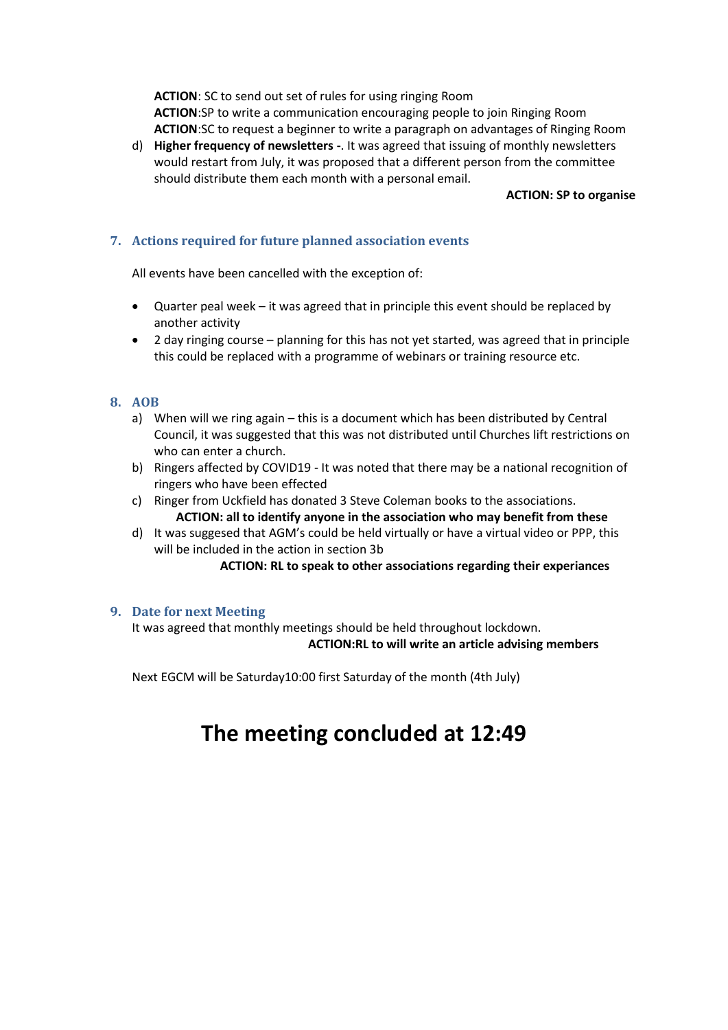**ACTION**: SC to send out set of rules for using ringing Room
**ACTION**:SP to write a communication encouraging people to join Ringing Room
**ACTION**:SC to request a beginner to write a paragraph on advantages of Ringing Room

d) **Higher frequency of newsletters -**. It was agreed that issuing of monthly newsletters would restart from July, it was proposed that a different person from the committee should distribute them each month with a personal email.

**ACTION: SP to organise**

## 7. Actions required for future planned association events

All events have been cancelled with the exception of:

- Quarter peal week – it was agreed that in principle this event should be replaced by another activity
- 2 day ringing course – planning for this has not yet started, was agreed that in principle this could be replaced with a programme of webinars or training resource etc.

## 8. AOB

a) When will we ring again – this is a document which has been distributed by Central Council, it was suggested that this was not distributed until Churches lift restrictions on who can enter a church.

b) Ringers affected by COVID19 - It was noted that there may be a national recognition of ringers who have been effected

c) Ringer from Uckfield has donated 3 Steve Coleman books to the associations.

**ACTION: all to identify anyone in the association who may benefit from these**

d) It was suggesed that AGM's could be held virtually or have a virtual video or PPP, this will be included in the action in section 3b

**ACTION: RL to speak to other associations regarding their experiances**

## 9. Date for next Meeting

It was agreed that monthly meetings should be held throughout lockdown.

**ACTION:RL to will write an article advising members**

Next EGCM will be Saturday10:00 first Saturday of the month (4th July)

# The meeting concluded at 12:49